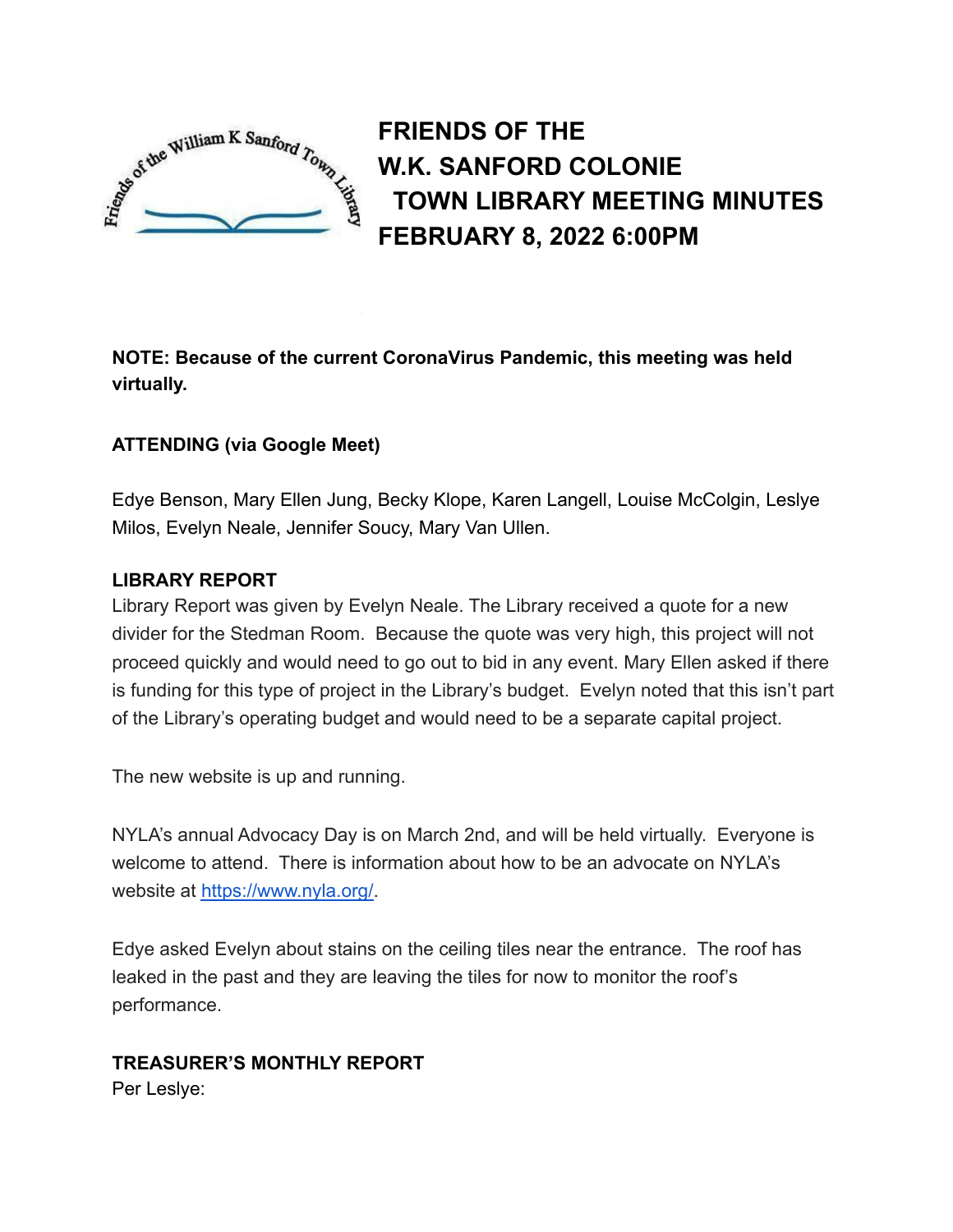# FRIENDS OF THE W.K. SANFORD COLONIE TOWN LIBRARY MEETING MINUTES FEBRUARY 8, 2022 6:00PM

**NOTE: Because of the current CoronaVirus Pandemic, this meeting was held virtually.**

**ATTENDING (via Google Meet)**

Edye Benson, Mary Ellen Jung, Becky Klope, Karen Langell, Louise McColgin, Leslye Milos, Evelyn Neale, Jennifer Soucy, Mary Van Ullen.

**LIBRARY REPORT**

Library Report was given by Evelyn Neale. The Library received a quote for a new divider for the Stedman Room. Because the quote was very high, this project will not proceed quickly and would need to go out to bid in any event. Mary Ellen asked if there is funding for this type of project in the Library's budget. Evelyn noted that this isn't part of the Library's operating budget and would need to be a separate capital project.

The new website is up and running.

NYLA's annual Advocacy Day is on March 2nd, and will be held virtually. Everyone is welcome to attend. There is information about how to be an advocate on NYLA's website at [https://www.nyla.org/](https://www.nyla.org/).

Edye asked Evelyn about stains on the ceiling tiles near the entrance. The roof has leaked in the past and they are leaving the tiles for now to monitor the roof's performance.

**TREASURER'S MONTHLY REPORT**

Per Leslye: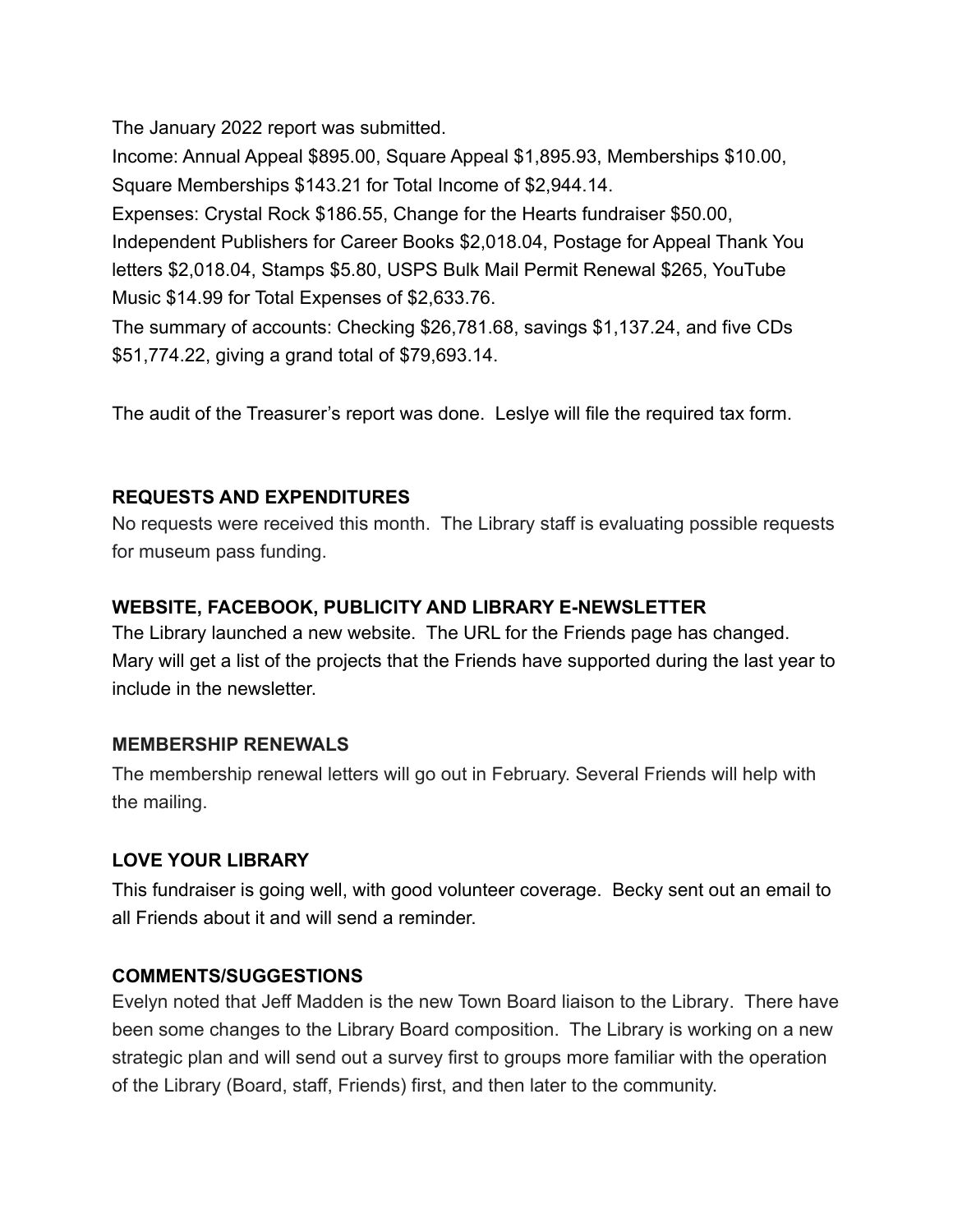The January 2022 report was submitted.

Income: Annual Appeal $895.00, Square Appeal $1,895.93, Memberships $10.00, Square Memberships $143.21 for Total Income of $2,944.14.

Expenses: Crystal Rock $186.55, Change for the Hearts fundraiser $50.00, Independent Publishers for Career Books $2,018.04, Postage for Appeal Thank You letters $2,018.04, Stamps $5.80, USPS Bulk Mail Permit Renewal $265, YouTube Music $14.99 for Total Expenses of $2,633.76.

The summary of accounts: Checking $26,781.68, savings $1,137.24, and five CDs $51,774.22, giving a grand total of $79,693.14.

The audit of the Treasurer's report was done. Leslye will file the required tax form.

**REQUESTS AND EXPENDITURES**

No requests were received this month. The Library staff is evaluating possible requests for museum pass funding.

**WEBSITE, FACEBOOK, PUBLICITY AND LIBRARY E-NEWSLETTER**

The Library launched a new website. The URL for the Friends page has changed. Mary will get a list of the projects that the Friends have supported during the last year to include in the newsletter.

**MEMBERSHIP RENEWALS**

The membership renewal letters will go out in February. Several Friends will help with the mailing.

**LOVE YOUR LIBRARY**

This fundraiser is going well, with good volunteer coverage. Becky sent out an email to all Friends about it and will send a reminder.

**COMMENTS/SUGGESTIONS**

Evelyn noted that Jeff Madden is the new Town Board liaison to the Library. There have been some changes to the Library Board composition. The Library is working on a new strategic plan and will send out a survey first to groups more familiar with the operation of the Library (Board, staff, Friends) first, and then later to the community.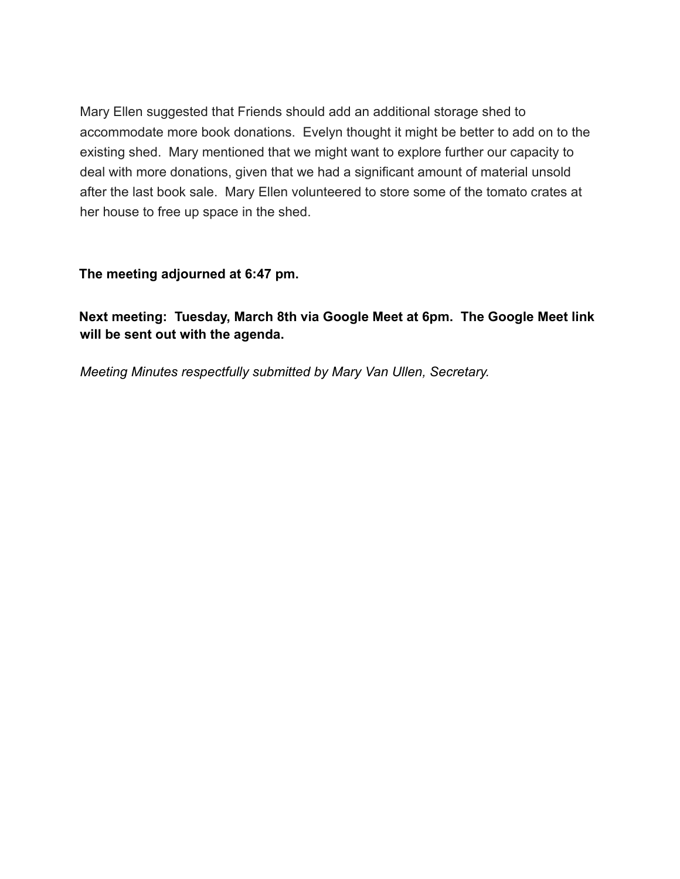Mary Ellen suggested that Friends should add an additional storage shed to accommodate more book donations. Evelyn thought it might be better to add on to the existing shed. Mary mentioned that we might want to explore further our capacity to deal with more donations, given that we had a significant amount of material unsold after the last book sale. Mary Ellen volunteered to store some of the tomato crates at her house to free up space in the shed.

**The meeting adjourned at 6:47 pm.**

**Next meeting: Tuesday, March 8th via Google Meet at 6pm. The Google Meet link will be sent out with the agenda.**

*Meeting Minutes respectfully submitted by Mary Van Ullen, Secretary.*